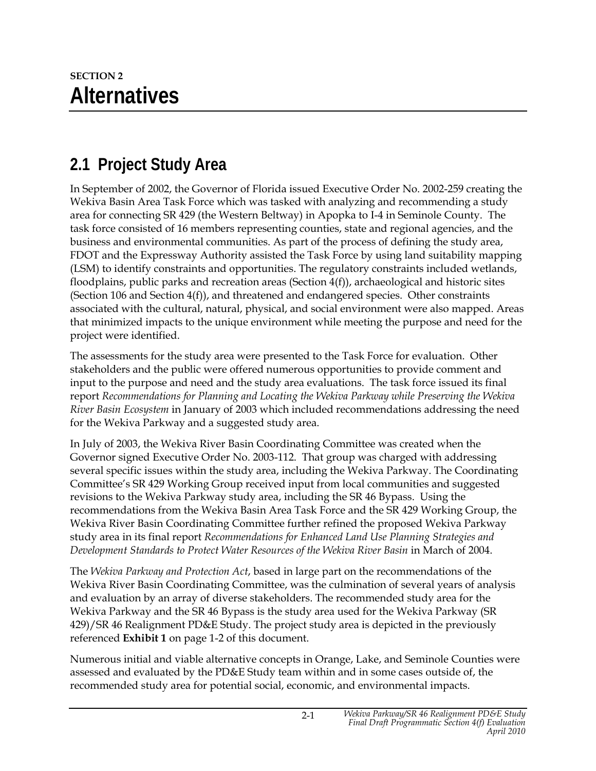SECTION 2

# Alternatives

## 2.1 Project Study Area

In September of 2002, the Governor of Florida issued Executive Order No. 2002-259 creating the Wekiva Basin Area Task Force which was tasked with analyzing and recommending a study area for connecting SR 429 (the Western Beltway) in Apopka to I-4 in Seminole County. The task force consisted of 16 members representing counties, state and regional agencies, and the business and environmental communities. As part of the process of defining the study area, FDOT and the Expressway Authority assisted the Task Force by using land suitability mapping (LSM) to identify constraints and opportunities. The regulatory constraints included wetlands, floodplains, public parks and recreation areas (Section 4(f)), archaeological and historic sites (Section 106 and Section 4(f)), and threatened and endangered species. Other constraints associated with the cultural, natural, physical, and social environment were also mapped. Areas that minimized impacts to the unique environment while meeting the purpose and need for the project were identified.

The assessments for the study area were presented to the Task Force for evaluation. Other stakeholders and the public were offered numerous opportunities to provide comment and input to the purpose and need and the study area evaluations. The task force issued its final report *Recommendations for Planning and Locating the Wekiva Parkway while Preserving the Wekiva River Basin Ecosystem* in January of 2003 which included recommendations addressing the need for the Wekiva Parkway and a suggested study area.

In July of 2003, the Wekiva River Basin Coordinating Committee was created when the Governor signed Executive Order No. 2003-112. That group was charged with addressing several specific issues within the study area, including the Wekiva Parkway. The Coordinating Committee's SR 429 Working Group received input from local communities and suggested revisions to the Wekiva Parkway study area, including the SR 46 Bypass. Using the recommendations from the Wekiva Basin Area Task Force and the SR 429 Working Group, the Wekiva River Basin Coordinating Committee further refined the proposed Wekiva Parkway study area in its final report *Recommendations for Enhanced Land Use Planning Strategies and Development Standards to Protect Water Resources of the Wekiva River Basin* in March of 2004.

The *Wekiva Parkway and Protection Act*, based in large part on the recommendations of the Wekiva River Basin Coordinating Committee, was the culmination of several years of analysis and evaluation by an array of diverse stakeholders. The recommended study area for the Wekiva Parkway and the SR 46 Bypass is the study area used for the Wekiva Parkway (SR 429)/SR 46 Realignment PD&E Study. The project study area is depicted in the previously referenced **Exhibit 1** on page 1-2 of this document.

Numerous initial and viable alternative concepts in Orange, Lake, and Seminole Counties were assessed and evaluated by the PD&E Study team within and in some cases outside of, the recommended study area for potential social, economic, and environmental impacts.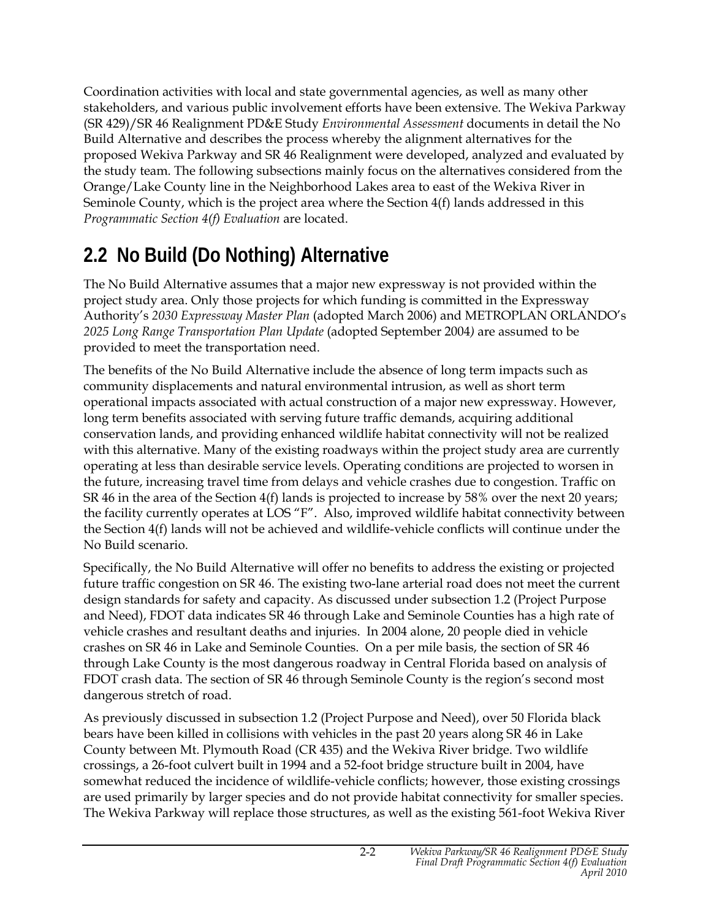Coordination activities with local and state governmental agencies, as well as many other stakeholders, and various public involvement efforts have been extensive. The Wekiva Parkway (SR 429)/SR 46 Realignment PD&E Study *Environmental Assessment* documents in detail the No Build Alternative and describes the process whereby the alignment alternatives for the proposed Wekiva Parkway and SR 46 Realignment were developed, analyzed and evaluated by the study team. The following subsections mainly focus on the alternatives considered from the Orange/Lake County line in the Neighborhood Lakes area to east of the Wekiva River in Seminole County, which is the project area where the Section 4(f) lands addressed in this *Programmatic Section 4(f) Evaluation* are located.

## 2.2 No Build (Do Nothing) Alternative

The No Build Alternative assumes that a major new expressway is not provided within the project study area. Only those projects for which funding is committed in the Expressway Authority's *2030 Expressway Master Plan* (adopted March 2006) and METROPLAN ORLANDO's *2025 Long Range Transportation Plan Update* (adopted September 2004) are assumed to be provided to meet the transportation need.

The benefits of the No Build Alternative include the absence of long term impacts such as community displacements and natural environmental intrusion, as well as short term operational impacts associated with actual construction of a major new expressway. However, long term benefits associated with serving future traffic demands, acquiring additional conservation lands, and providing enhanced wildlife habitat connectivity will not be realized with this alternative. Many of the existing roadways within the project study area are currently operating at less than desirable service levels. Operating conditions are projected to worsen in the future, increasing travel time from delays and vehicle crashes due to congestion. Traffic on SR 46 in the area of the Section 4(f) lands is projected to increase by 58% over the next 20 years; the facility currently operates at LOS "F". Also, improved wildlife habitat connectivity between the Section 4(f) lands will not be achieved and wildlife-vehicle conflicts will continue under the No Build scenario.

Specifically, the No Build Alternative will offer no benefits to address the existing or projected future traffic congestion on SR 46. The existing two-lane arterial road does not meet the current design standards for safety and capacity. As discussed under subsection 1.2 (Project Purpose and Need), FDOT data indicates SR 46 through Lake and Seminole Counties has a high rate of vehicle crashes and resultant deaths and injuries. In 2004 alone, 20 people died in vehicle crashes on SR 46 in Lake and Seminole Counties. On a per mile basis, the section of SR 46 through Lake County is the most dangerous roadway in Central Florida based on analysis of FDOT crash data. The section of SR 46 through Seminole County is the region's second most dangerous stretch of road.

As previously discussed in subsection 1.2 (Project Purpose and Need), over 50 Florida black bears have been killed in collisions with vehicles in the past 20 years along SR 46 in Lake County between Mt. Plymouth Road (CR 435) and the Wekiva River bridge. Two wildlife crossings, a 26-foot culvert built in 1994 and a 52-foot bridge structure built in 2004, have somewhat reduced the incidence of wildlife-vehicle conflicts; however, those existing crossings are used primarily by larger species and do not provide habitat connectivity for smaller species. The Wekiva Parkway will replace those structures, as well as the existing 561-foot Wekiva River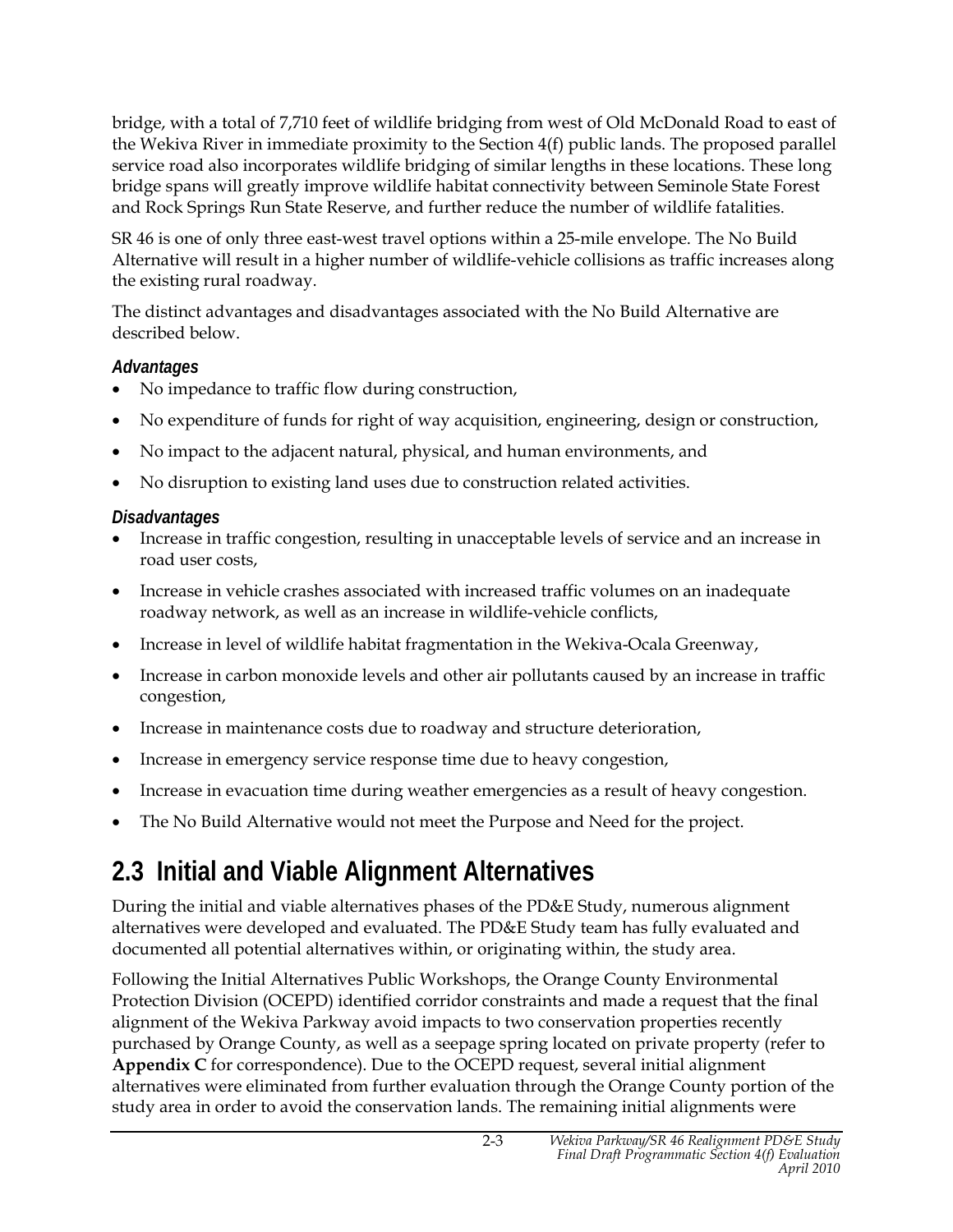bridge, with a total of 7,710 feet of wildlife bridging from west of Old McDonald Road to east of the Wekiva River in immediate proximity to the Section 4(f) public lands. The proposed parallel service road also incorporates wildlife bridging of similar lengths in these locations. These long bridge spans will greatly improve wildlife habitat connectivity between Seminole State Forest and Rock Springs Run State Reserve, and further reduce the number of wildlife fatalities.

SR 46 is one of only three east-west travel options within a 25-mile envelope. The No Build Alternative will result in a higher number of wildlife-vehicle collisions as traffic increases along the existing rural roadway.

The distinct advantages and disadvantages associated with the No Build Alternative are described below.

#### *Advantages*

- No impedance to traffic flow during construction,
- No expenditure of funds for right of way acquisition, engineering, design or construction,
- No impact to the adjacent natural, physical, and human environments, and
- No disruption to existing land uses due to construction related activities.

#### *Disadvantages*

- Increase in traffic congestion, resulting in unacceptable levels of service and an increase in road user costs,
- Increase in vehicle crashes associated with increased traffic volumes on an inadequate roadway network, as well as an increase in wildlife-vehicle conflicts,
- Increase in level of wildlife habitat fragmentation in the Wekiva-Ocala Greenway,
- Increase in carbon monoxide levels and other air pollutants caused by an increase in traffic congestion,
- Increase in maintenance costs due to roadway and structure deterioration,
- Increase in emergency service response time due to heavy congestion,
- Increase in evacuation time during weather emergencies as a result of heavy congestion.
- The No Build Alternative would not meet the Purpose and Need for the project.

## 2.3 Initial and Viable Alignment Alternatives

During the initial and viable alternatives phases of the PD&E Study, numerous alignment alternatives were developed and evaluated. The PD&E Study team has fully evaluated and documented all potential alternatives within, or originating within, the study area.

Following the Initial Alternatives Public Workshops, the Orange County Environmental Protection Division (OCEPD) identified corridor constraints and made a request that the final alignment of the Wekiva Parkway avoid impacts to two conservation properties recently purchased by Orange County, as well as a seepage spring located on private property (refer to **Appendix C** for correspondence). Due to the OCEPD request, several initial alignment alternatives were eliminated from further evaluation through the Orange County portion of the study area in order to avoid the conservation lands. The remaining initial alignments were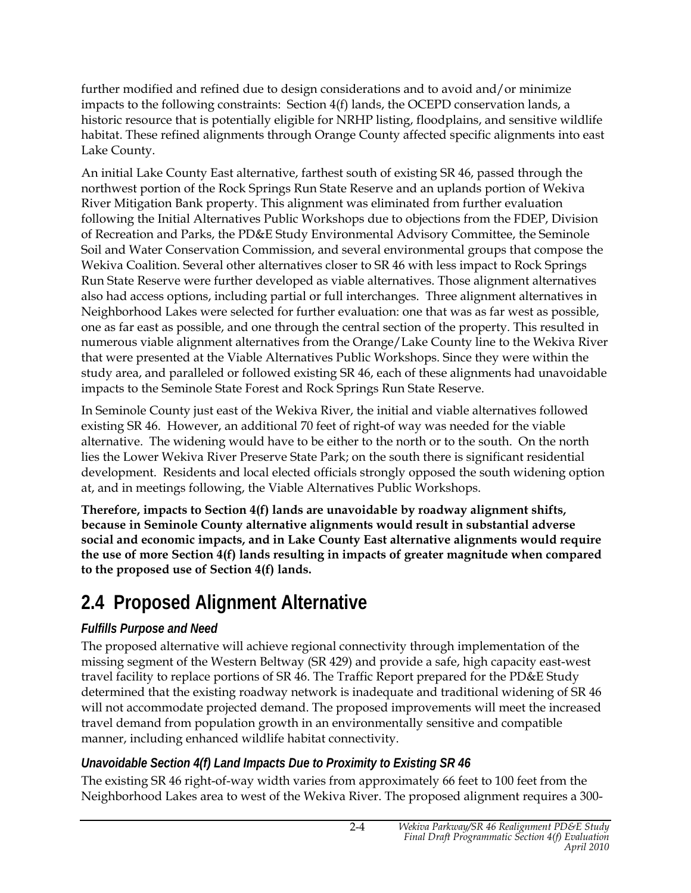further modified and refined due to design considerations and to avoid and/or minimize impacts to the following constraints: Section 4(f) lands, the OCEPD conservation lands, a historic resource that is potentially eligible for NRHP listing, floodplains, and sensitive wildlife habitat. These refined alignments through Orange County affected specific alignments into east Lake County.

An initial Lake County East alternative, farthest south of existing SR 46, passed through the northwest portion of the Rock Springs Run State Reserve and an uplands portion of Wekiva River Mitigation Bank property. This alignment was eliminated from further evaluation following the Initial Alternatives Public Workshops due to objections from the FDEP, Division of Recreation and Parks, the PD&E Study Environmental Advisory Committee, the Seminole Soil and Water Conservation Commission, and several environmental groups that compose the Wekiva Coalition. Several other alternatives closer to SR 46 with less impact to Rock Springs Run State Reserve were further developed as viable alternatives. Those alignment alternatives also had access options, including partial or full interchanges. Three alignment alternatives in Neighborhood Lakes were selected for further evaluation: one that was as far west as possible, one as far east as possible, and one through the central section of the property. This resulted in numerous viable alignment alternatives from the Orange/Lake County line to the Wekiva River that were presented at the Viable Alternatives Public Workshops. Since they were within the study area, and paralleled or followed existing SR 46, each of these alignments had unavoidable impacts to the Seminole State Forest and Rock Springs Run State Reserve.

In Seminole County just east of the Wekiva River, the initial and viable alternatives followed existing SR 46. However, an additional 70 feet of right-of way was needed for the viable alternative. The widening would have to be either to the north or to the south. On the north lies the Lower Wekiva River Preserve State Park; on the south there is significant residential development. Residents and local elected officials strongly opposed the south widening option at, and in meetings following, the Viable Alternatives Public Workshops.

**Therefore, impacts to Section 4(f) lands are unavoidable by roadway alignment shifts, because in Seminole County alternative alignments would result in substantial adverse social and economic impacts, and in Lake County East alternative alignments would require the use of more Section 4(f) lands resulting in impacts of greater magnitude when compared to the proposed use of Section 4(f) lands.**

## 2.4 Proposed Alignment Alternative

### *Fulfills Purpose and Need*

The proposed alternative will achieve regional connectivity through implementation of the missing segment of the Western Beltway (SR 429) and provide a safe, high capacity east-west travel facility to replace portions of SR 46. The Traffic Report prepared for the PD&E Study determined that the existing roadway network is inadequate and traditional widening of SR 46 will not accommodate projected demand. The proposed improvements will meet the increased travel demand from population growth in an environmentally sensitive and compatible manner, including enhanced wildlife habitat connectivity.

### *Unavoidable Section 4(f) Land Impacts Due to Proximity to Existing SR 46*

The existing SR 46 right-of-way width varies from approximately 66 feet to 100 feet from the Neighborhood Lakes area to west of the Wekiva River. The proposed alignment requires a 300-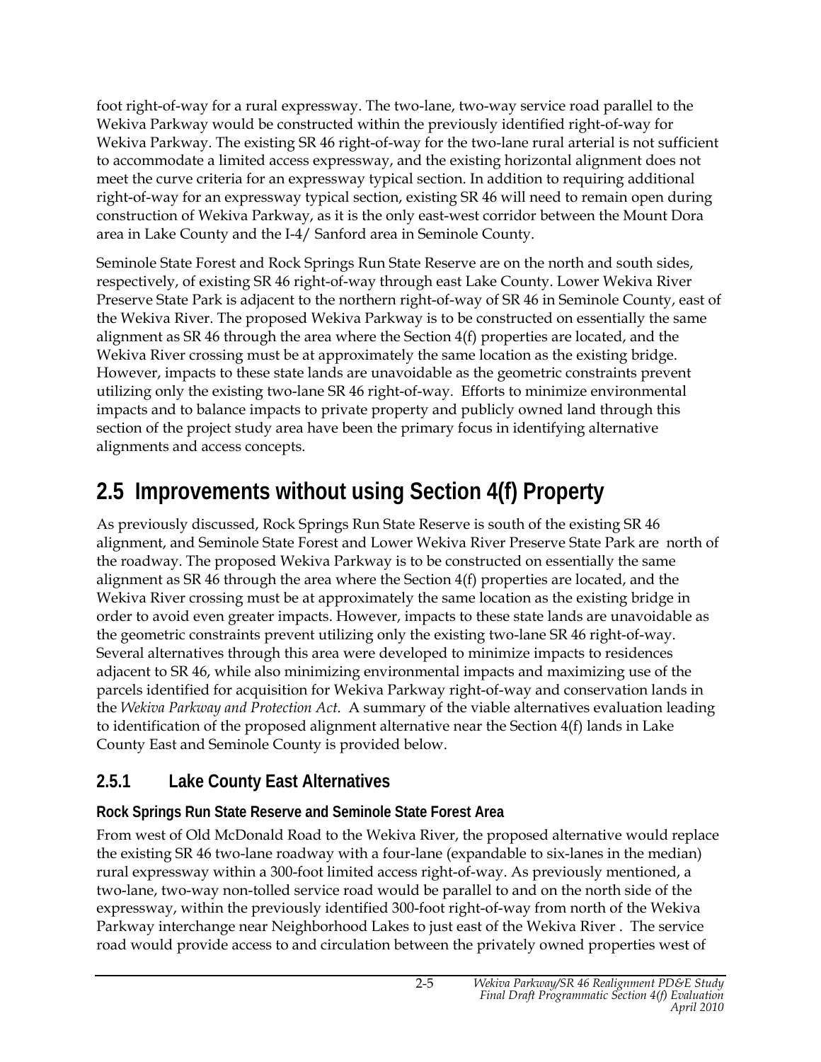foot right-of-way for a rural expressway. The two-lane, two-way service road parallel to the Wekiva Parkway would be constructed within the previously identified right-of-way for Wekiva Parkway. The existing SR 46 right-of-way for the two-lane rural arterial is not sufficient to accommodate a limited access expressway, and the existing horizontal alignment does not meet the curve criteria for an expressway typical section. In addition to requiring additional right-of-way for an expressway typical section, existing SR 46 will need to remain open during construction of Wekiva Parkway, as it is the only east-west corridor between the Mount Dora area in Lake County and the I-4/ Sanford area in Seminole County.

Seminole State Forest and Rock Springs Run State Reserve are on the north and south sides, respectively, of existing SR 46 right-of-way through east Lake County. Lower Wekiva River Preserve State Park is adjacent to the northern right-of-way of SR 46 in Seminole County, east of the Wekiva River. The proposed Wekiva Parkway is to be constructed on essentially the same alignment as SR 46 through the area where the Section 4(f) properties are located, and the Wekiva River crossing must be at approximately the same location as the existing bridge. However, impacts to these state lands are unavoidable as the geometric constraints prevent utilizing only the existing two-lane SR 46 right-of-way. Efforts to minimize environmental impacts and to balance impacts to private property and publicly owned land through this section of the project study area have been the primary focus in identifying alternative alignments and access concepts.

## 2.5 Improvements without using Section 4(f) Property

As previously discussed, Rock Springs Run State Reserve is south of the existing SR 46 alignment, and Seminole State Forest and Lower Wekiva River Preserve State Park are north of the roadway. The proposed Wekiva Parkway is to be constructed on essentially the same alignment as SR 46 through the area where the Section 4(f) properties are located, and the Wekiva River crossing must be at approximately the same location as the existing bridge in order to avoid even greater impacts. However, impacts to these state lands are unavoidable as the geometric constraints prevent utilizing only the existing two-lane SR 46 right-of-way. Several alternatives through this area were developed to minimize impacts to residences adjacent to SR 46, while also minimizing environmental impacts and maximizing use of the parcels identified for acquisition for Wekiva Parkway right-of-way and conservation lands in the *Wekiva Parkway and Protection Act.* A summary of the viable alternatives evaluation leading to identification of the proposed alignment alternative near the Section 4(f) lands in Lake County East and Seminole County is provided below.

### 2.5.1 Lake County East Alternatives

#### Rock Springs Run State Reserve and Seminole State Forest Area

From west of Old McDonald Road to the Wekiva River, the proposed alternative would replace the existing SR 46 two-lane roadway with a four-lane (expandable to six-lanes in the median) rural expressway within a 300-foot limited access right-of-way. As previously mentioned, a two-lane, two-way non-tolled service road would be parallel to and on the north side of the expressway, within the previously identified 300-foot right-of-way from north of the Wekiva Parkway interchange near Neighborhood Lakes to just east of the Wekiva River . The service road would provide access to and circulation between the privately owned properties west of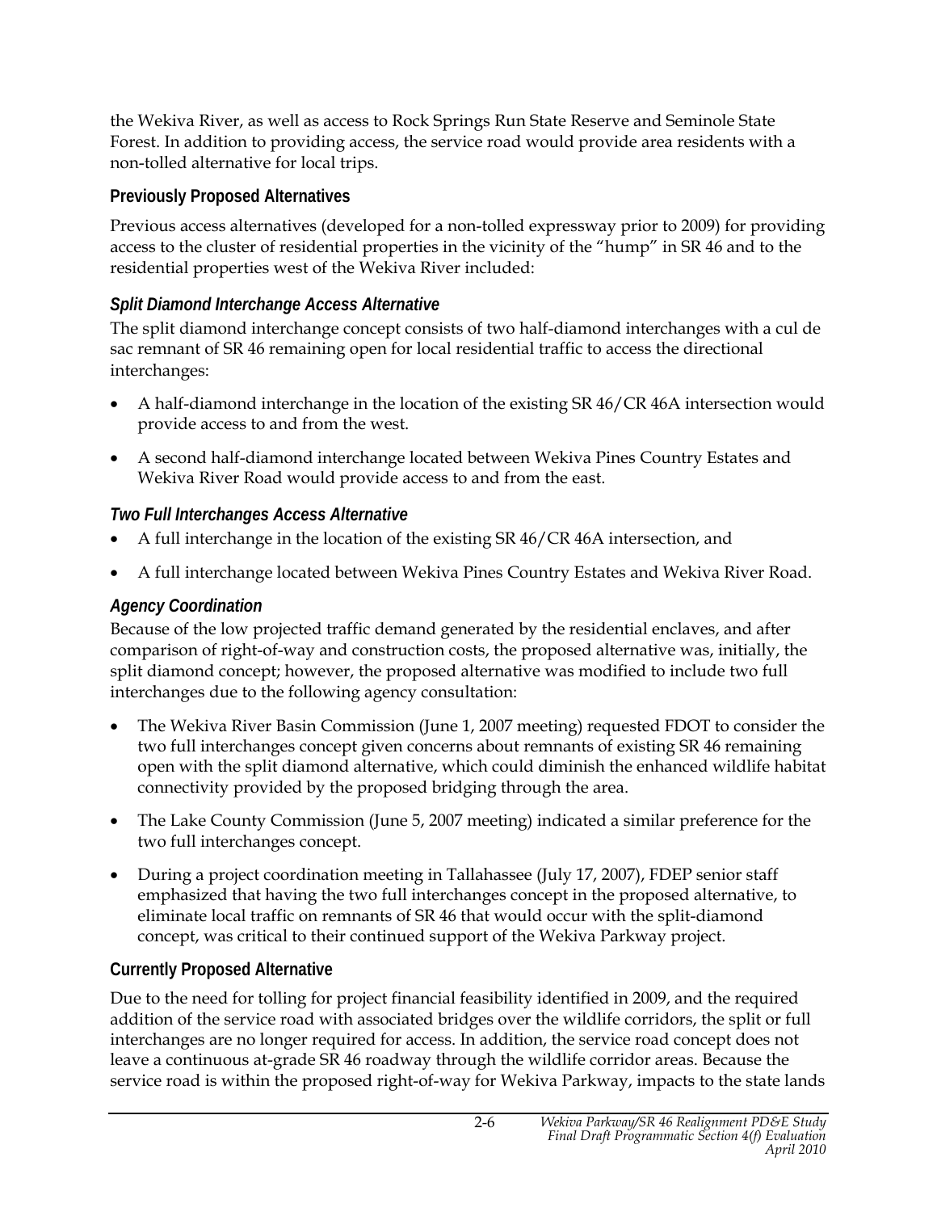the Wekiva River, as well as access to Rock Springs Run State Reserve and Seminole State Forest. In addition to providing access, the service road would provide area residents with a non-tolled alternative for local trips.

### Previously Proposed Alternatives

Previous access alternatives (developed for a non-tolled expressway prior to 2009) for providing access to the cluster of residential properties in the vicinity of the "hump" in SR 46 and to the residential properties west of the Wekiva River included:

#### *Split Diamond Interchange Access Alternative*

The split diamond interchange concept consists of two half-diamond interchanges with a cul de sac remnant of SR 46 remaining open for local residential traffic to access the directional interchanges:

- A half-diamond interchange in the location of the existing SR 46/CR 46A intersection would provide access to and from the west.
- A second half-diamond interchange located between Wekiva Pines Country Estates and Wekiva River Road would provide access to and from the east.

#### *Two Full Interchanges Access Alternative*

- A full interchange in the location of the existing SR 46/CR 46A intersection, and
- A full interchange located between Wekiva Pines Country Estates and Wekiva River Road.

#### *Agency Coordination*

Because of the low projected traffic demand generated by the residential enclaves, and after comparison of right-of-way and construction costs, the proposed alternative was, initially, the split diamond concept; however, the proposed alternative was modified to include two full interchanges due to the following agency consultation:

- The Wekiva River Basin Commission (June 1, 2007 meeting) requested FDOT to consider the two full interchanges concept given concerns about remnants of existing SR 46 remaining open with the split diamond alternative, which could diminish the enhanced wildlife habitat connectivity provided by the proposed bridging through the area.
- The Lake County Commission (June 5, 2007 meeting) indicated a similar preference for the two full interchanges concept.
- During a project coordination meeting in Tallahassee (July 17, 2007), FDEP senior staff emphasized that having the two full interchanges concept in the proposed alternative, to eliminate local traffic on remnants of SR 46 that would occur with the split-diamond concept, was critical to their continued support of the Wekiva Parkway project.

### Currently Proposed Alternative

Due to the need for tolling for project financial feasibility identified in 2009, and the required addition of the service road with associated bridges over the wildlife corridors, the split or full interchanges are no longer required for access. In addition, the service road concept does not leave a continuous at-grade SR 46 roadway through the wildlife corridor areas. Because the service road is within the proposed right-of-way for Wekiva Parkway, impacts to the state lands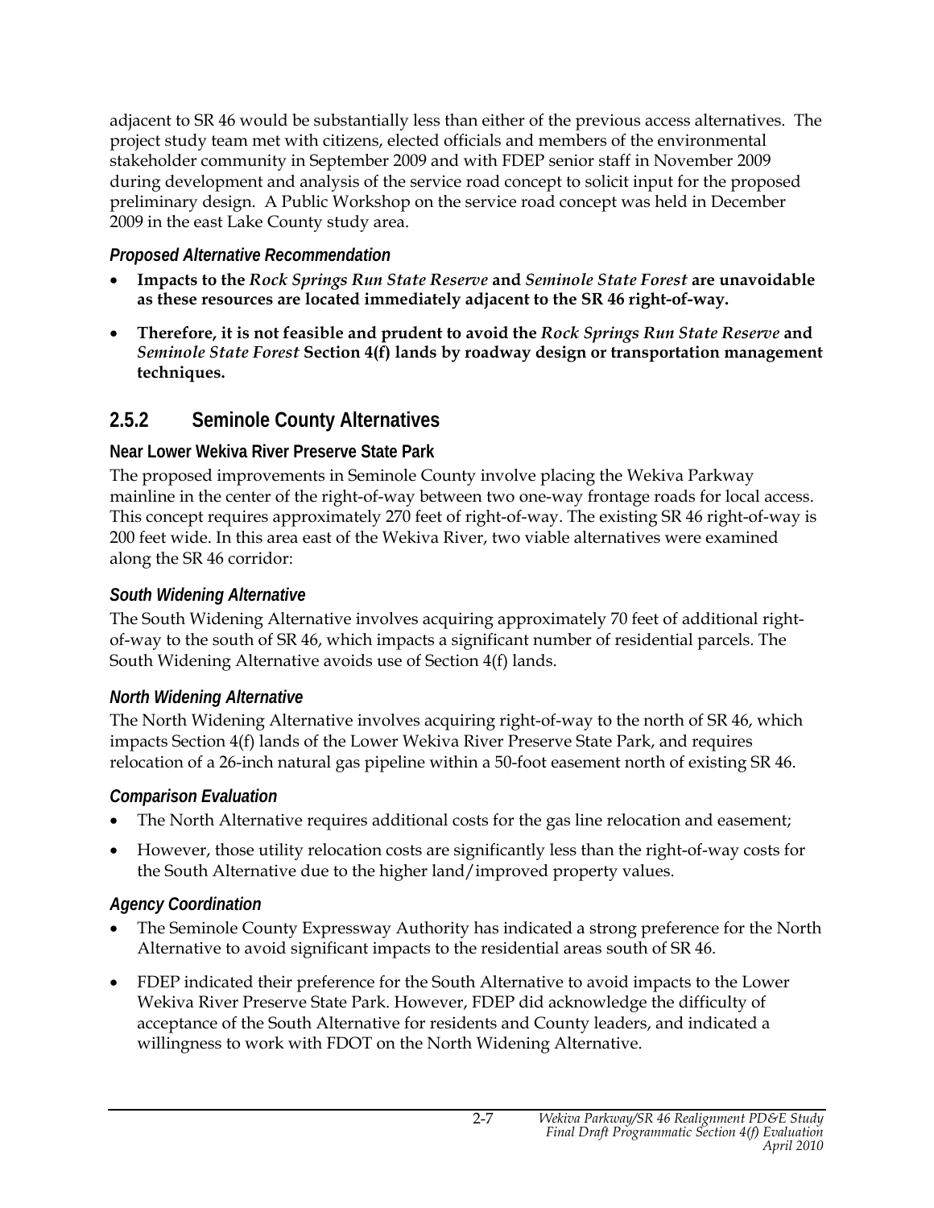adjacent to SR 46 would be substantially less than either of the previous access alternatives. The project study team met with citizens, elected officials and members of the environmental stakeholder community in September 2009 and with FDEP senior staff in November 2009 during development and analysis of the service road concept to solicit input for the proposed preliminary design. A Public Workshop on the service road concept was held in December 2009 in the east Lake County study area.

#### *Proposed Alternative Recommendation*

- **Impacts to the *Rock Springs Run State Reserve* and *Seminole State Forest* are unavoidable as these resources are located immediately adjacent to the SR 46 right-of-way.**
- **Therefore, it is not feasible and prudent to avoid the *Rock Springs Run State Reserve* and *Seminole State Forest* Section 4(f) lands by roadway design or transportation management techniques.**

## 2.5.2 Seminole County Alternatives

### Near Lower Wekiva River Preserve State Park

The proposed improvements in Seminole County involve placing the Wekiva Parkway mainline in the center of the right-of-way between two one-way frontage roads for local access. This concept requires approximately 270 feet of right-of-way. The existing SR 46 right-of-way is 200 feet wide. In this area east of the Wekiva River, two viable alternatives were examined along the SR 46 corridor:

#### *South Widening Alternative*

The South Widening Alternative involves acquiring approximately 70 feet of additional right-of-way to the south of SR 46, which impacts a significant number of residential parcels. The South Widening Alternative avoids use of Section 4(f) lands.

#### *North Widening Alternative*

The North Widening Alternative involves acquiring right-of-way to the north of SR 46, which impacts Section 4(f) lands of the Lower Wekiva River Preserve State Park, and requires relocation of a 26-inch natural gas pipeline within a 50-foot easement north of existing SR 46.

#### *Comparison Evaluation*

- The North Alternative requires additional costs for the gas line relocation and easement;
- However, those utility relocation costs are significantly less than the right-of-way costs for the South Alternative due to the higher land/improved property values.

#### *Agency Coordination*

- The Seminole County Expressway Authority has indicated a strong preference for the North Alternative to avoid significant impacts to the residential areas south of SR 46.
- FDEP indicated their preference for the South Alternative to avoid impacts to the Lower Wekiva River Preserve State Park. However, FDEP did acknowledge the difficulty of acceptance of the South Alternative for residents and County leaders, and indicated a willingness to work with FDOT on the North Widening Alternative.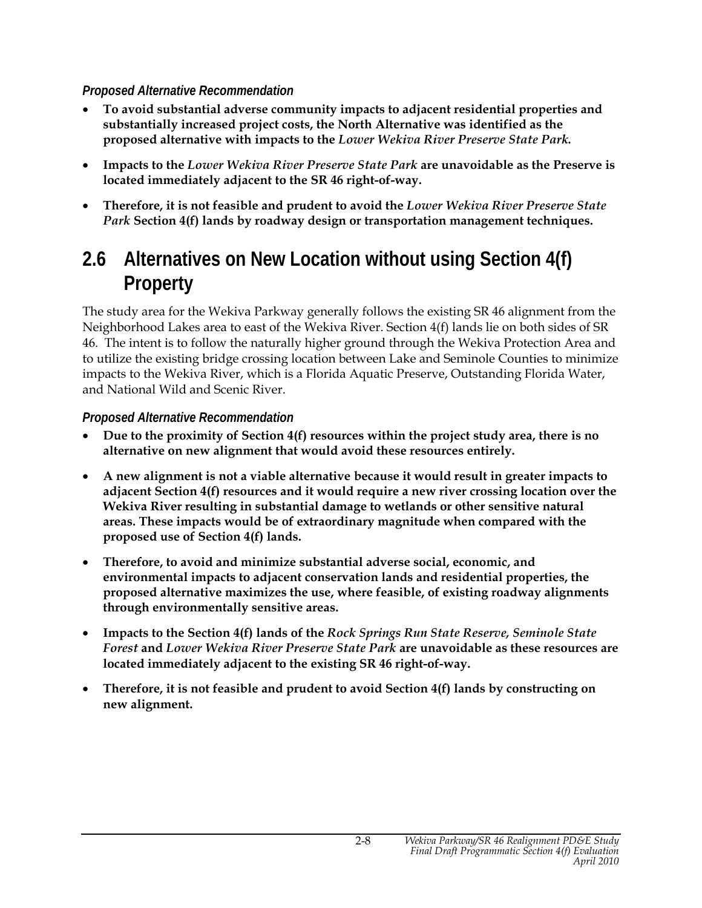### *Proposed Alternative Recommendation*

- **To avoid substantial adverse community impacts to adjacent residential properties and substantially increased project costs, the North Alternative was identified as the proposed alternative with impacts to the *Lower Wekiva River Preserve State Park.***
- **Impacts to the *Lower Wekiva River Preserve State Park* are unavoidable as the Preserve is located immediately adjacent to the SR 46 right-of-way.**
- **Therefore, it is not feasible and prudent to avoid the *Lower Wekiva River Preserve State Park* Section 4(f) lands by roadway design or transportation management techniques.**

## 2.6 Alternatives on New Location without using Section 4(f) Property

The study area for the Wekiva Parkway generally follows the existing SR 46 alignment from the Neighborhood Lakes area to east of the Wekiva River. Section 4(f) lands lie on both sides of SR 46. The intent is to follow the naturally higher ground through the Wekiva Protection Area and to utilize the existing bridge crossing location between Lake and Seminole Counties to minimize impacts to the Wekiva River, which is a Florida Aquatic Preserve, Outstanding Florida Water, and National Wild and Scenic River.

### *Proposed Alternative Recommendation*

- **Due to the proximity of Section 4(f) resources within the project study area, there is no alternative on new alignment that would avoid these resources entirely.**
- **A new alignment is not a viable alternative because it would result in greater impacts to adjacent Section 4(f) resources and it would require a new river crossing location over the Wekiva River resulting in substantial damage to wetlands or other sensitive natural areas. These impacts would be of extraordinary magnitude when compared with the proposed use of Section 4(f) lands.**
- **Therefore, to avoid and minimize substantial adverse social, economic, and environmental impacts to adjacent conservation lands and residential properties, the proposed alternative maximizes the use, where feasible, of existing roadway alignments through environmentally sensitive areas.**
- **Impacts to the Section 4(f) lands of the *Rock Springs Run State Reserve*, *Seminole State Forest* and *Lower Wekiva River Preserve State Park* are unavoidable as these resources are located immediately adjacent to the existing SR 46 right-of-way.**
- **Therefore, it is not feasible and prudent to avoid Section 4(f) lands by constructing on new alignment.**